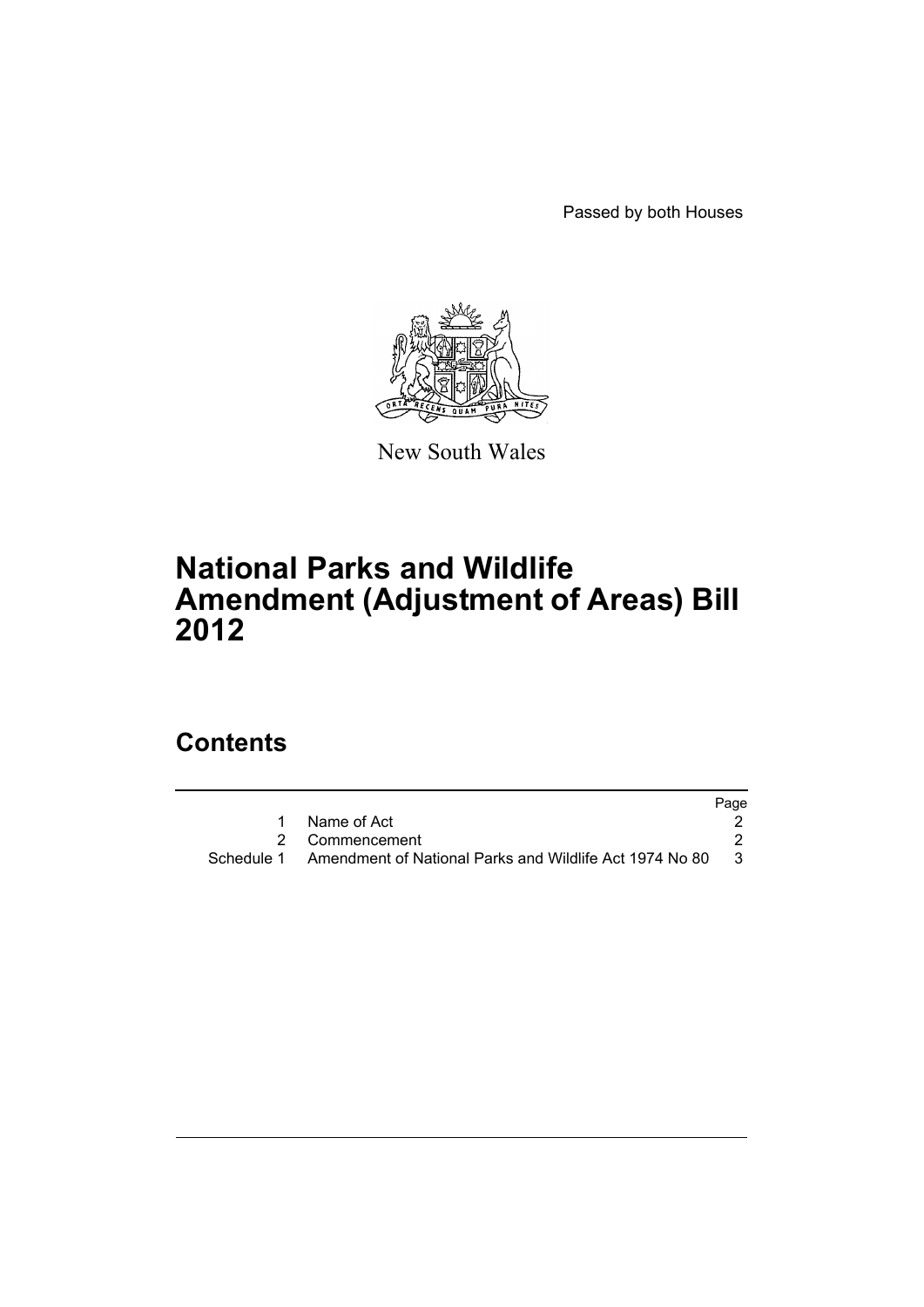Passed by both Houses

New South Wales

# National Parks and Wildlife Amendment (Adjustment of Areas) Bill 2012

## Contents

| | | Page |
|---|---|---|
| 1 | Name of Act | 2 |
| 2 | Commencement | 2 |
| Schedule 1 | Amendment of National Parks and Wildlife Act 1974 No 80 | 3 |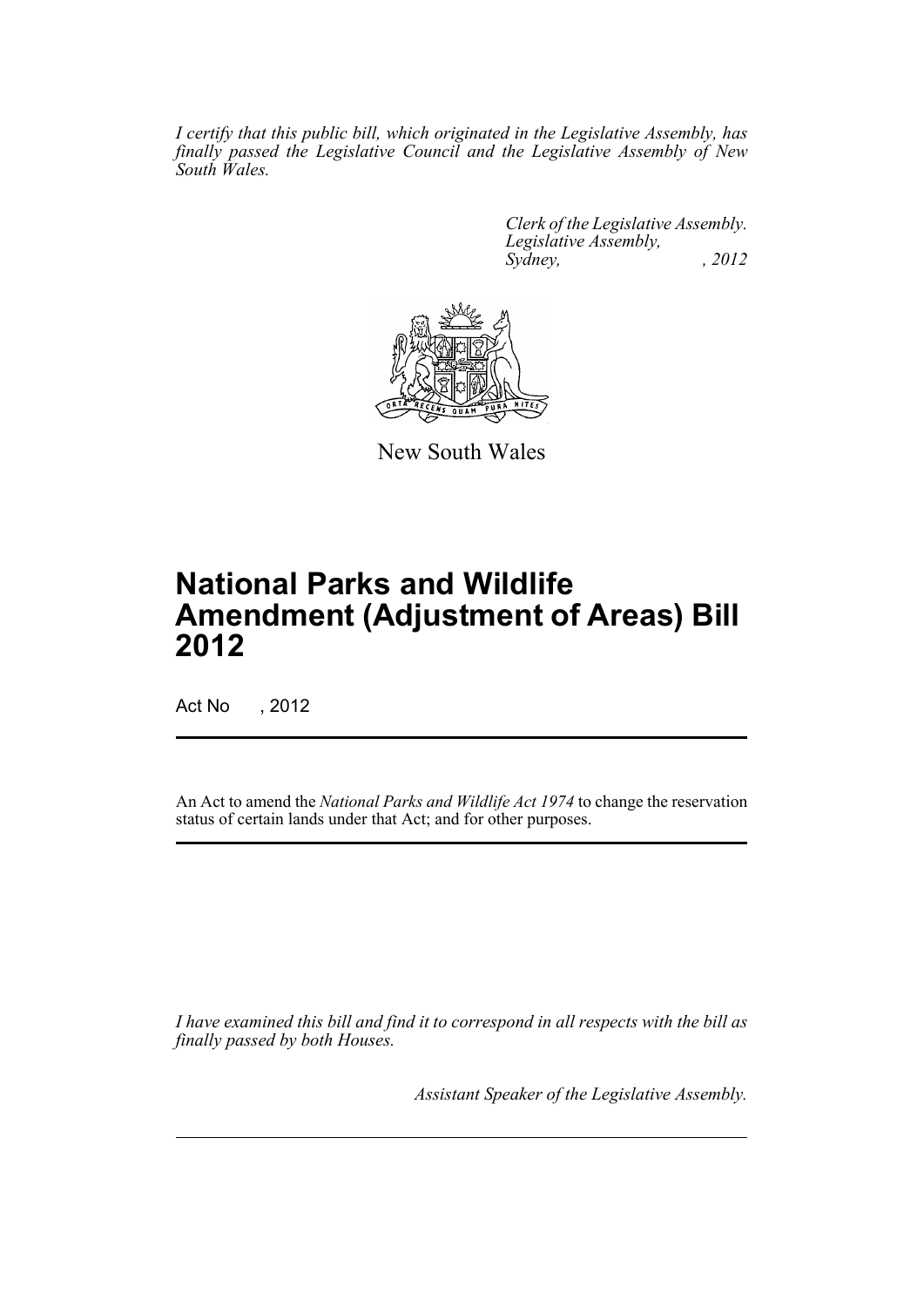*I certify that this public bill, which originated in the Legislative Assembly, has finally passed the Legislative Council and the Legislative Assembly of New South Wales.*

*Clerk of the Legislative Assembly.*
*Legislative Assembly,*
*Sydney, , 2012*

New South Wales

# National Parks and Wildlife Amendment (Adjustment of Areas) Bill 2012

Act No , 2012

An Act to amend the *National Parks and Wildlife Act 1974* to change the reservation status of certain lands under that Act; and for other purposes.

*I have examined this bill and find it to correspond in all respects with the bill as finally passed by both Houses.*

*Assistant Speaker of the Legislative Assembly.*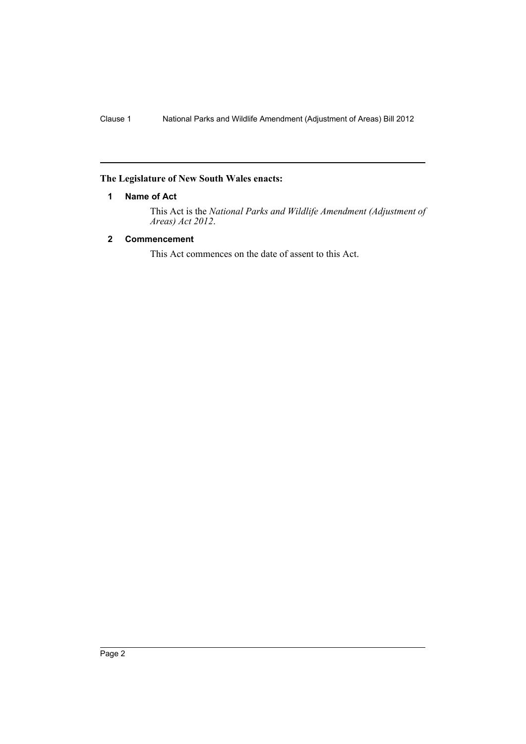**The Legislature of New South Wales enacts:**

## 1 Name of Act

This Act is the *National Parks and Wildlife Amendment (Adjustment of Areas) Act 2012*.

## 2 Commencement

This Act commences on the date of assent to this Act.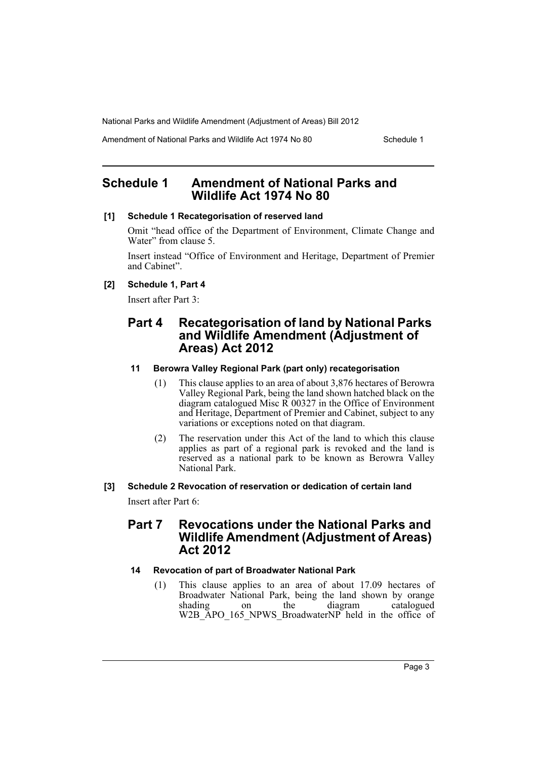# Schedule 1 Amendment of National Parks and Wildlife Act 1974 No 80

**[1] Schedule 1 Recategorisation of reserved land**

Omit "head office of the Department of Environment, Climate Change and Water" from clause 5.

Insert instead "Office of Environment and Heritage, Department of Premier and Cabinet".

**[2] Schedule 1, Part 4**

Insert after Part 3:

## Part 4 Recategorisation of land by National Parks and Wildlife Amendment (Adjustment of Areas) Act 2012

**11 Berowra Valley Regional Park (part only) recategorisation**

(1) This clause applies to an area of about 3,876 hectares of Berowra Valley Regional Park, being the land shown hatched black on the diagram catalogued Misc R 00327 in the Office of Environment and Heritage, Department of Premier and Cabinet, subject to any variations or exceptions noted on that diagram.

(2) The reservation under this Act of the land to which this clause applies as part of a regional park is revoked and the land is reserved as a national park to be known as Berowra Valley National Park.

**[3] Schedule 2 Revocation of reservation or dedication of certain land**

Insert after Part 6:

## Part 7 Revocations under the National Parks and Wildlife Amendment (Adjustment of Areas) Act 2012

**14 Revocation of part of Broadwater National Park**

(1) This clause applies to an area of about 17.09 hectares of Broadwater National Park, being the land shown by orange shading on the diagram catalogued W2B_APO_165_NPWS_BroadwaterNP held in the office of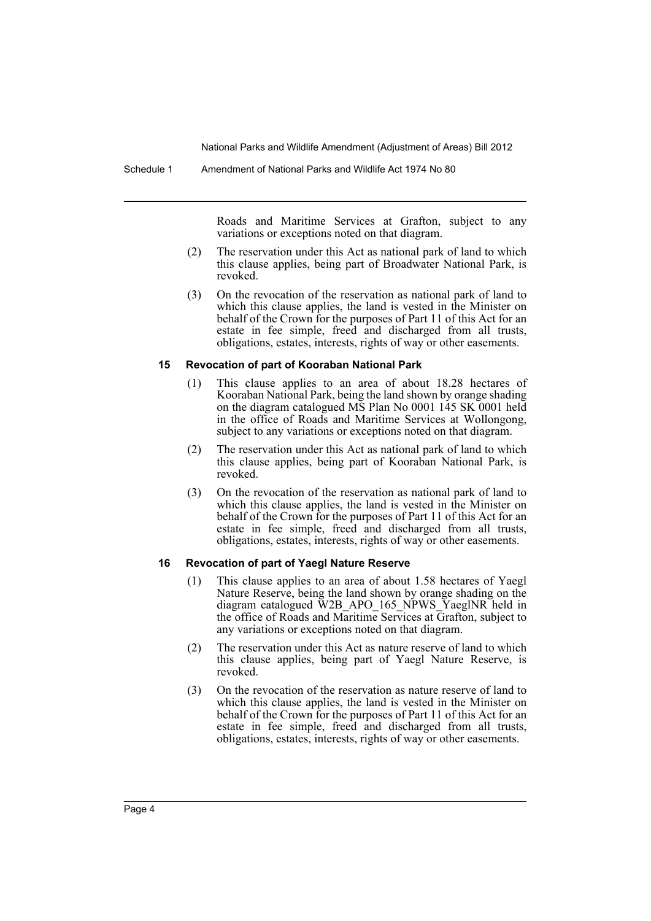Roads and Maritime Services at Grafton, subject to any variations or exceptions noted on that diagram.

(2) The reservation under this Act as national park of land to which this clause applies, being part of Broadwater National Park, is revoked.

(3) On the revocation of the reservation as national park of land to which this clause applies, the land is vested in the Minister on behalf of the Crown for the purposes of Part 11 of this Act for an estate in fee simple, freed and discharged from all trusts, obligations, estates, interests, rights of way or other easements.

### 15 Revocation of part of Kooraban National Park

(1) This clause applies to an area of about 18.28 hectares of Kooraban National Park, being the land shown by orange shading on the diagram catalogued MS Plan No 0001 145 SK 0001 held in the office of Roads and Maritime Services at Wollongong, subject to any variations or exceptions noted on that diagram.

(2) The reservation under this Act as national park of land to which this clause applies, being part of Kooraban National Park, is revoked.

(3) On the revocation of the reservation as national park of land to which this clause applies, the land is vested in the Minister on behalf of the Crown for the purposes of Part 11 of this Act for an estate in fee simple, freed and discharged from all trusts, obligations, estates, interests, rights of way or other easements.

### 16 Revocation of part of Yaegl Nature Reserve

(1) This clause applies to an area of about 1.58 hectares of Yaegl Nature Reserve, being the land shown by orange shading on the diagram catalogued W2B_APO_165_NPWS_YaeglNR held in the office of Roads and Maritime Services at Grafton, subject to any variations or exceptions noted on that diagram.

(2) The reservation under this Act as nature reserve of land to which this clause applies, being part of Yaegl Nature Reserve, is revoked.

(3) On the revocation of the reservation as nature reserve of land to which this clause applies, the land is vested in the Minister on behalf of the Crown for the purposes of Part 11 of this Act for an estate in fee simple, freed and discharged from all trusts, obligations, estates, interests, rights of way or other easements.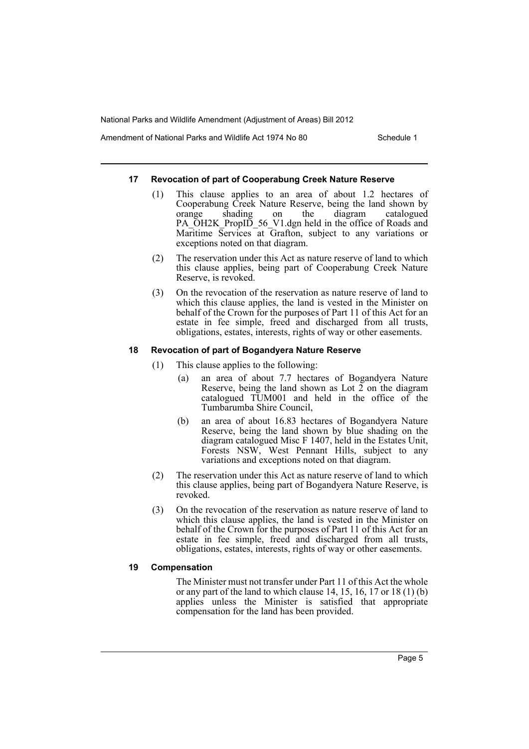### 17 Revocation of part of Cooperabung Creek Nature Reserve

(1) This clause applies to an area of about 1.2 hectares of Cooperabung Creek Nature Reserve, being the land shown by orange shading on the diagram catalogued PA_OH2K_PropID_56_V1.dgn held in the office of Roads and Maritime Services at Grafton, subject to any variations or exceptions noted on that diagram.

(2) The reservation under this Act as nature reserve of land to which this clause applies, being part of Cooperabung Creek Nature Reserve, is revoked.

(3) On the revocation of the reservation as nature reserve of land to which this clause applies, the land is vested in the Minister on behalf of the Crown for the purposes of Part 11 of this Act for an estate in fee simple, freed and discharged from all trusts, obligations, estates, interests, rights of way or other easements.

### 18 Revocation of part of Bogandyera Nature Reserve

(1) This clause applies to the following:

- (a) an area of about 7.7 hectares of Bogandyera Nature Reserve, being the land shown as Lot 2 on the diagram catalogued TUM001 and held in the office of the Tumbarumba Shire Council,
- (b) an area of about 16.83 hectares of Bogandyera Nature Reserve, being the land shown by blue shading on the diagram catalogued Misc F 1407, held in the Estates Unit, Forests NSW, West Pennant Hills, subject to any variations and exceptions noted on that diagram.

(2) The reservation under this Act as nature reserve of land to which this clause applies, being part of Bogandyera Nature Reserve, is revoked.

(3) On the revocation of the reservation as nature reserve of land to which this clause applies, the land is vested in the Minister on behalf of the Crown for the purposes of Part 11 of this Act for an estate in fee simple, freed and discharged from all trusts, obligations, estates, interests, rights of way or other easements.

### 19 Compensation

The Minister must not transfer under Part 11 of this Act the whole or any part of the land to which clause 14, 15, 16, 17 or 18 (1) (b) applies unless the Minister is satisfied that appropriate compensation for the land has been provided.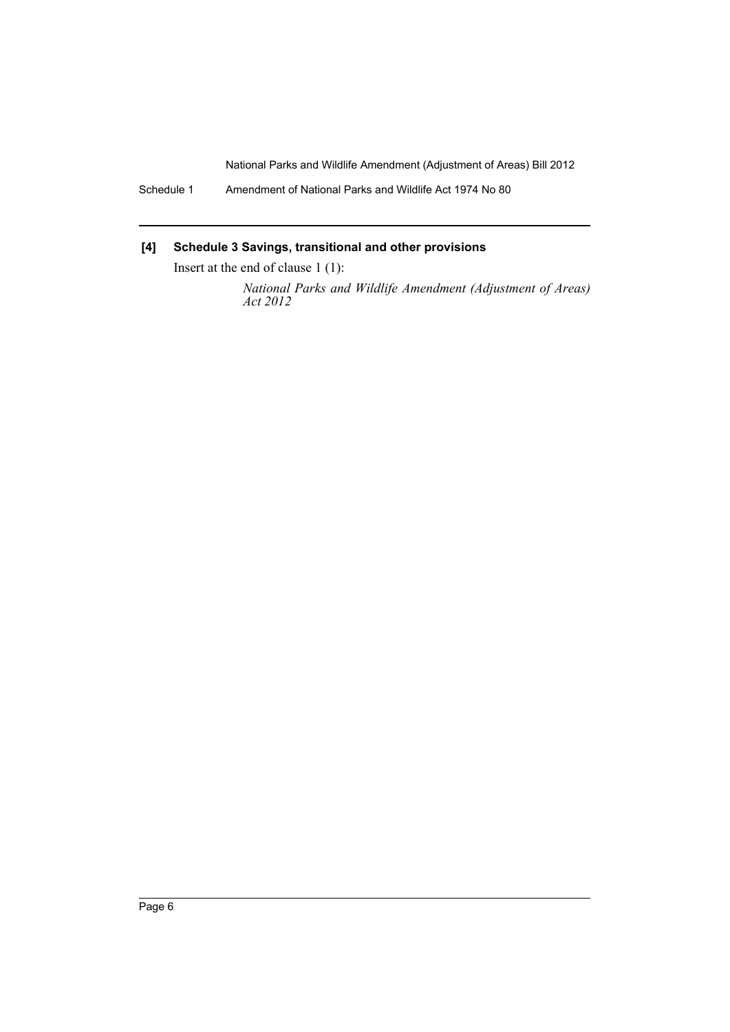**[4] Schedule 3 Savings, transitional and other provisions**

Insert at the end of clause 1 (1):

*National Parks and Wildlife Amendment (Adjustment of Areas) Act 2012*